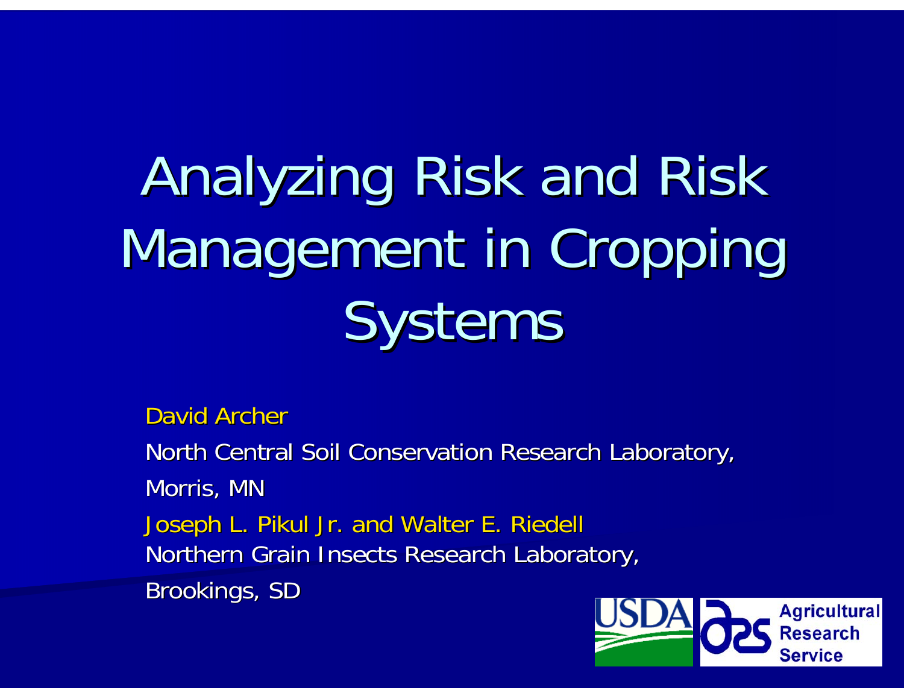# Analyzing Risk and Risk Management in Cropping Systems

David Archer

North Central Soil Conservation Research Laboratory,

Morris, MN

Joseph L. Pikul Jr. and Walter E. Riedell

Northern Grain Insects Research Laboratory,

Brookings, SD

USDA Agricultural Research Service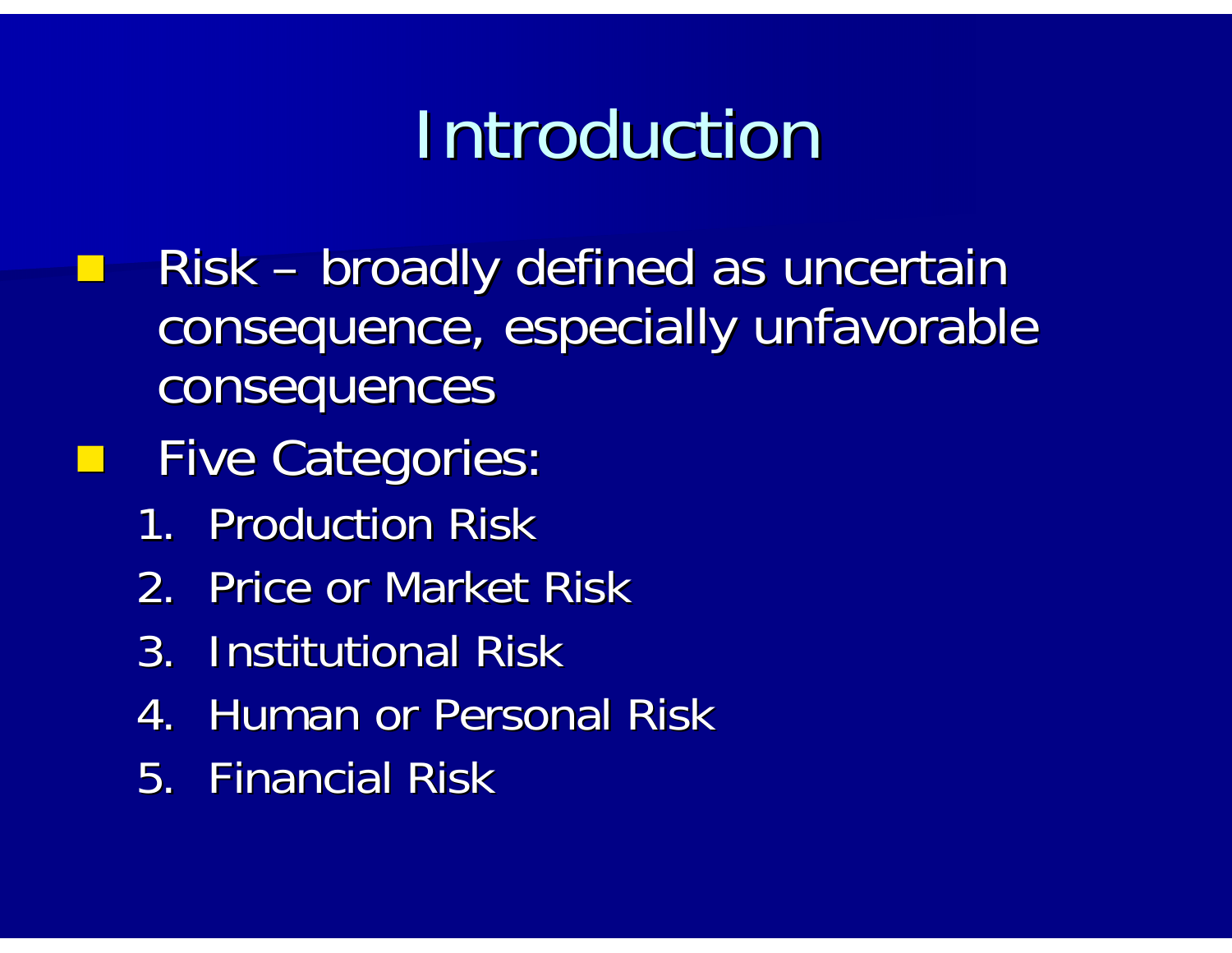# Introduction

- Risk – broadly defined as uncertain consequence, especially unfavorable consequences
- Five Categories:
  1. Production Risk
  2. Price or Market Risk
  3. Institutional Risk
  4. Human or Personal Risk
  5. Financial Risk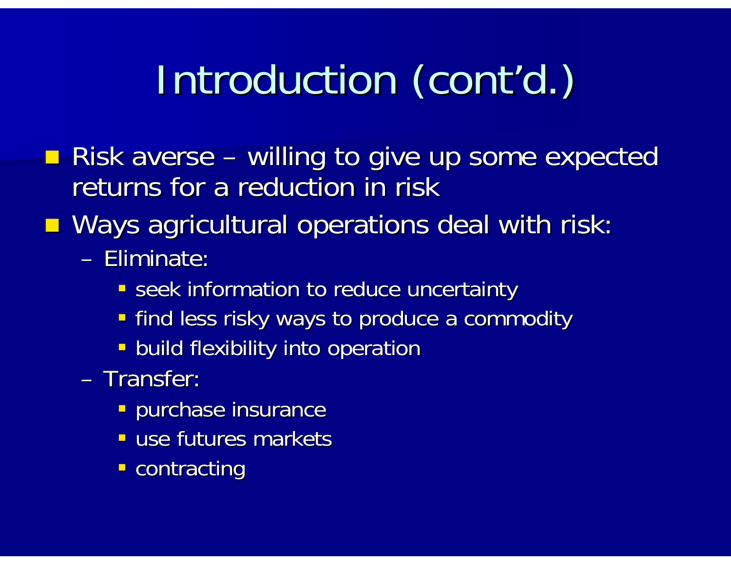# Introduction (cont'd.)

- Risk averse – willing to give up some expected returns for a reduction in risk
- Ways agricultural operations deal with risk:
  - Eliminate:
    - seek information to reduce uncertainty
    - find less risky ways to produce a commodity
    - build flexibility into operation
  - Transfer:
    - purchase insurance
    - use futures markets
    - contracting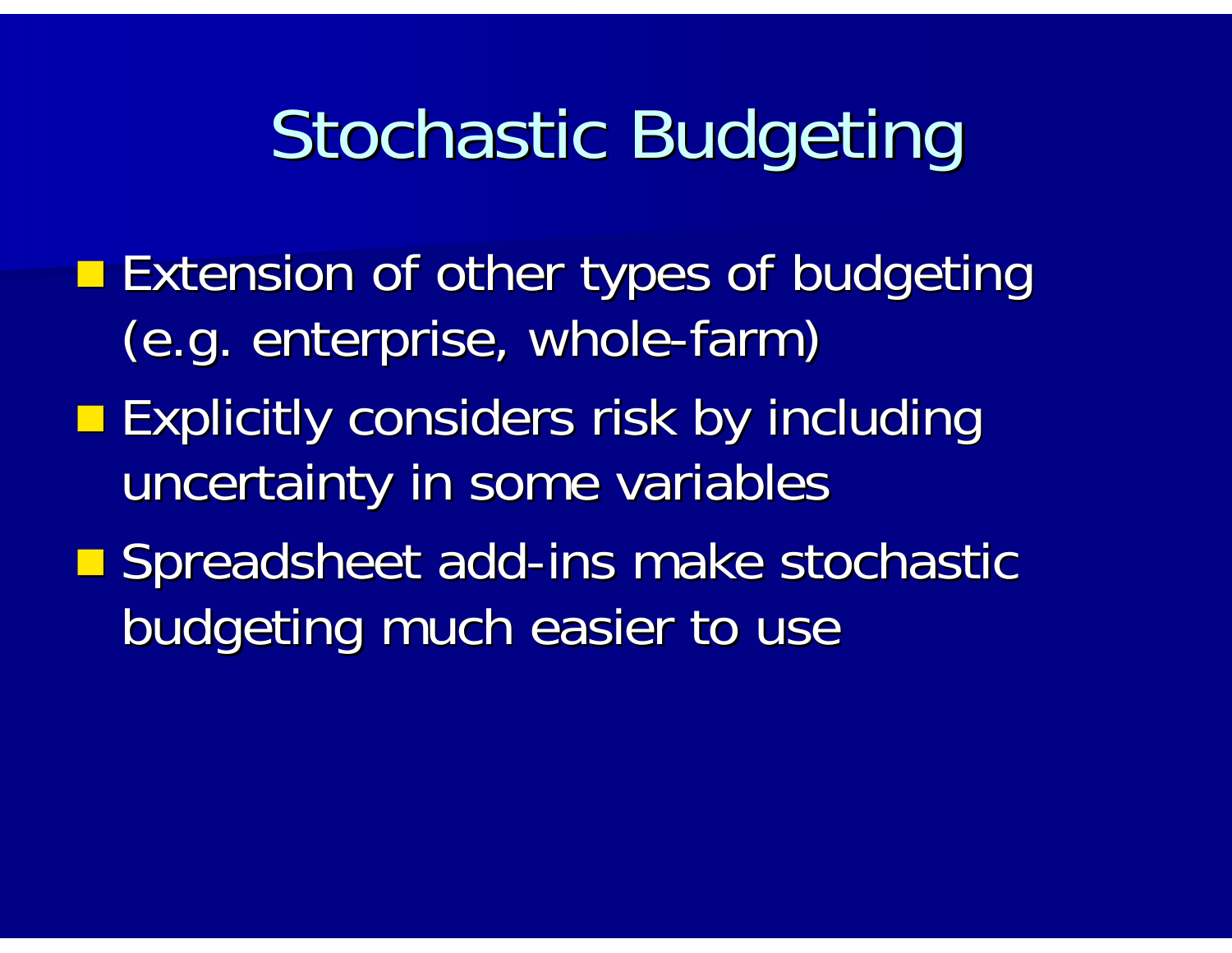# Stochastic Budgeting

- Extension of other types of budgeting (e.g. enterprise, whole-farm)
- Explicitly considers risk by including uncertainty in some variables
- Spreadsheet add-ins make stochastic budgeting much easier to use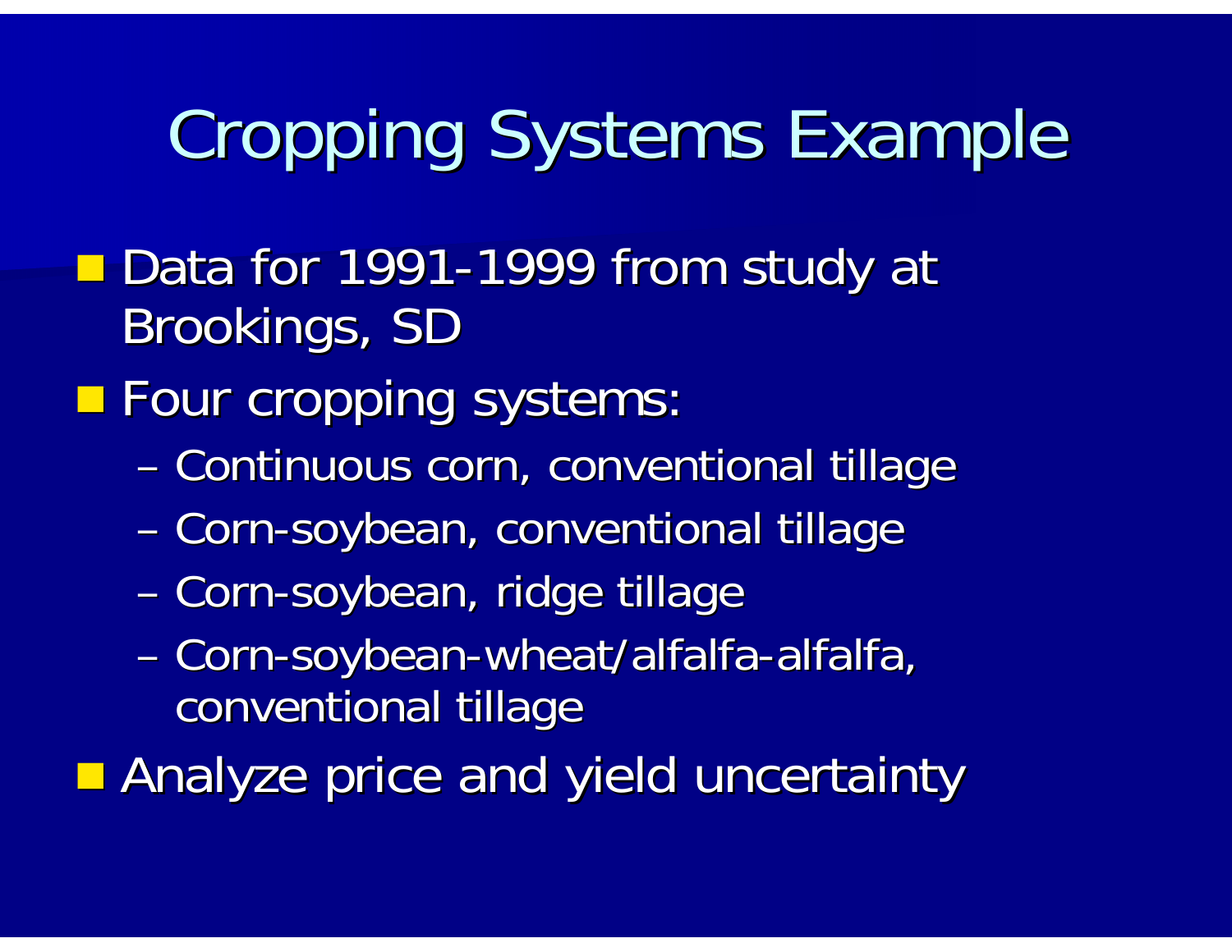# Cropping Systems Example

- Data for 1991-1999 from study at Brookings, SD
- Four cropping systems:
  - Continuous corn, conventional tillage
  - Corn-soybean, conventional tillage
  - Corn-soybean, ridge tillage
  - Corn-soybean-wheat/alfalfa-alfalfa, conventional tillage
- Analyze price and yield uncertainty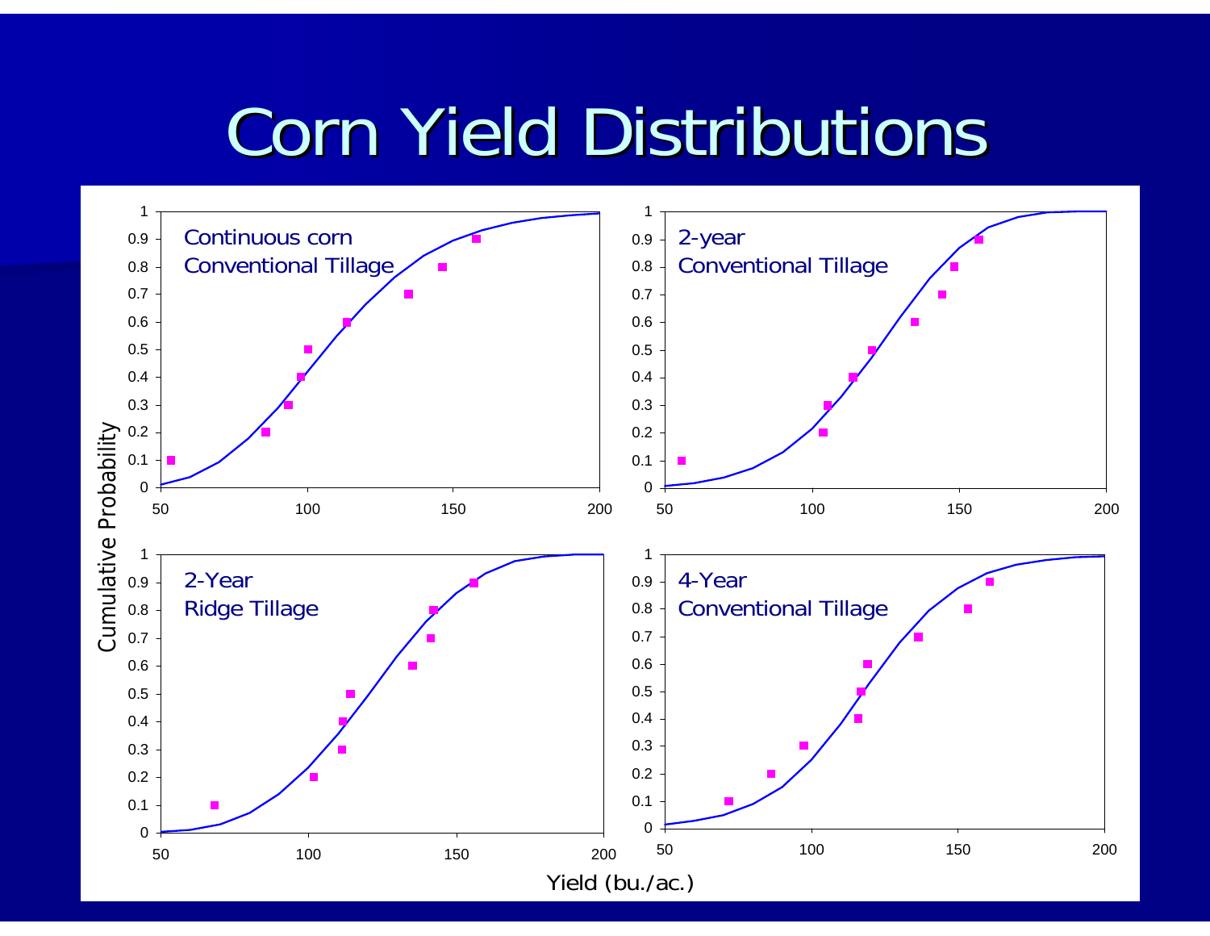# Corn Yield Distributions

Continuous corn
Conventional Tillage

2-year
Conventional Tillage

2-Year
Ridge Tillage

4-Year
Conventional Tillage

Cumulative Probability

Yield (bu./ac.)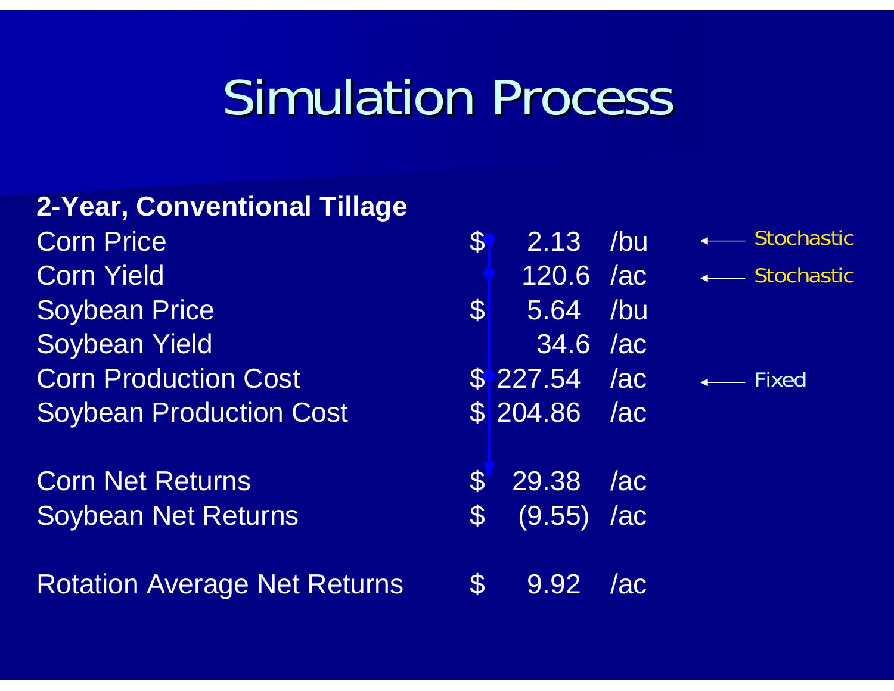# Simulation Process

**2-Year, Conventional Tillage**

| | | | | |
|---|---|---|---|---|
| Corn Price | $ | 2.13 | /bu | ← Stochastic |
| Corn Yield | | 120.6 | /ac | ← Stochastic |
| Soybean Price | $ | 5.64 | /bu | |
| Soybean Yield | | 34.6 | /ac | |
| Corn Production Cost | $ | 227.54 | /ac | ← Fixed |
| Soybean Production Cost | $ | 204.86 | /ac | |
| | | | | |
| Corn Net Returns | $ | 29.38 | /ac | |
| Soybean Net Returns | $ | (9.55) | /ac | |
| | | | | |
| Rotation Average Net Returns | $ | 9.92 | /ac | |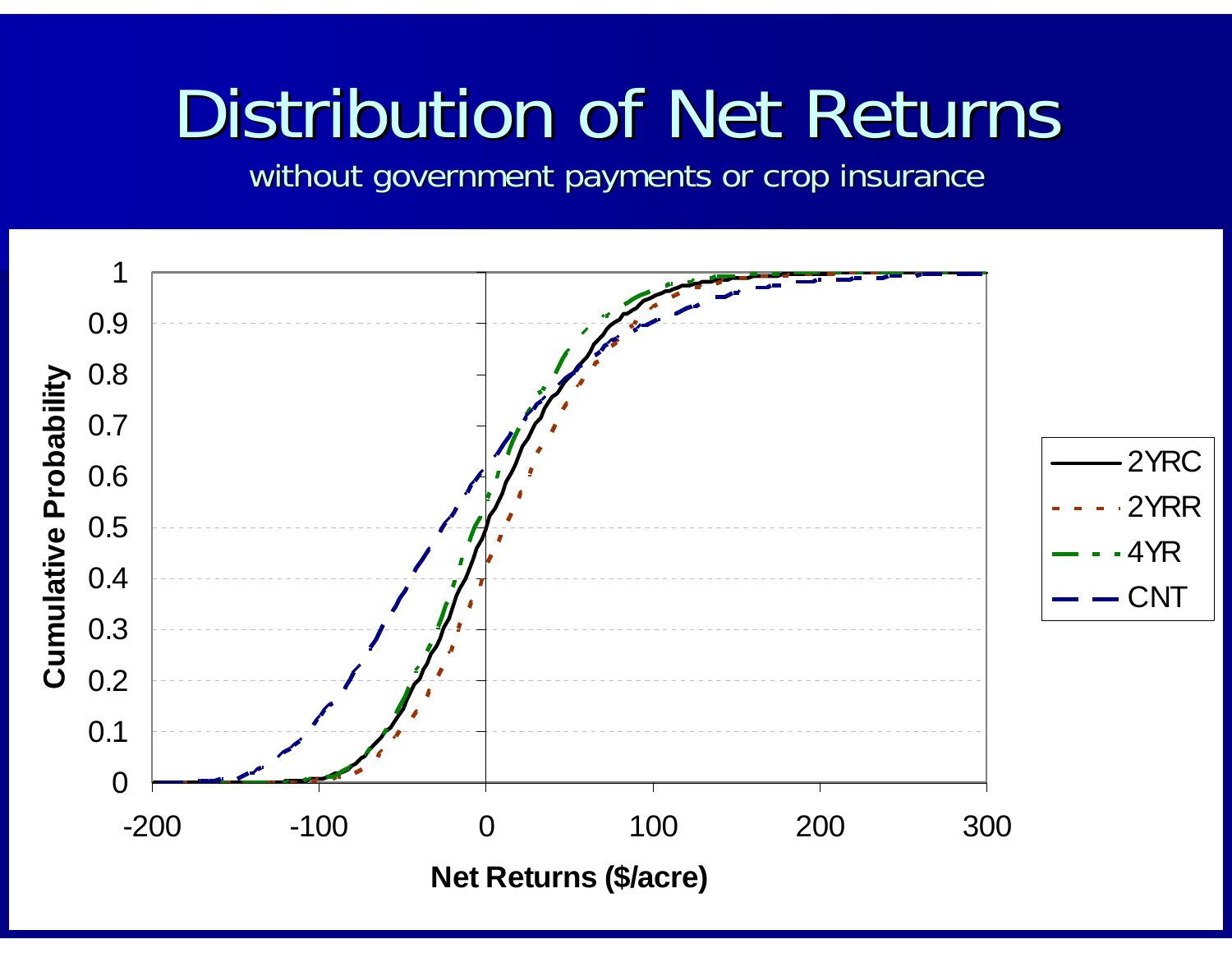# Distribution of Net Returns

without government payments or crop insurance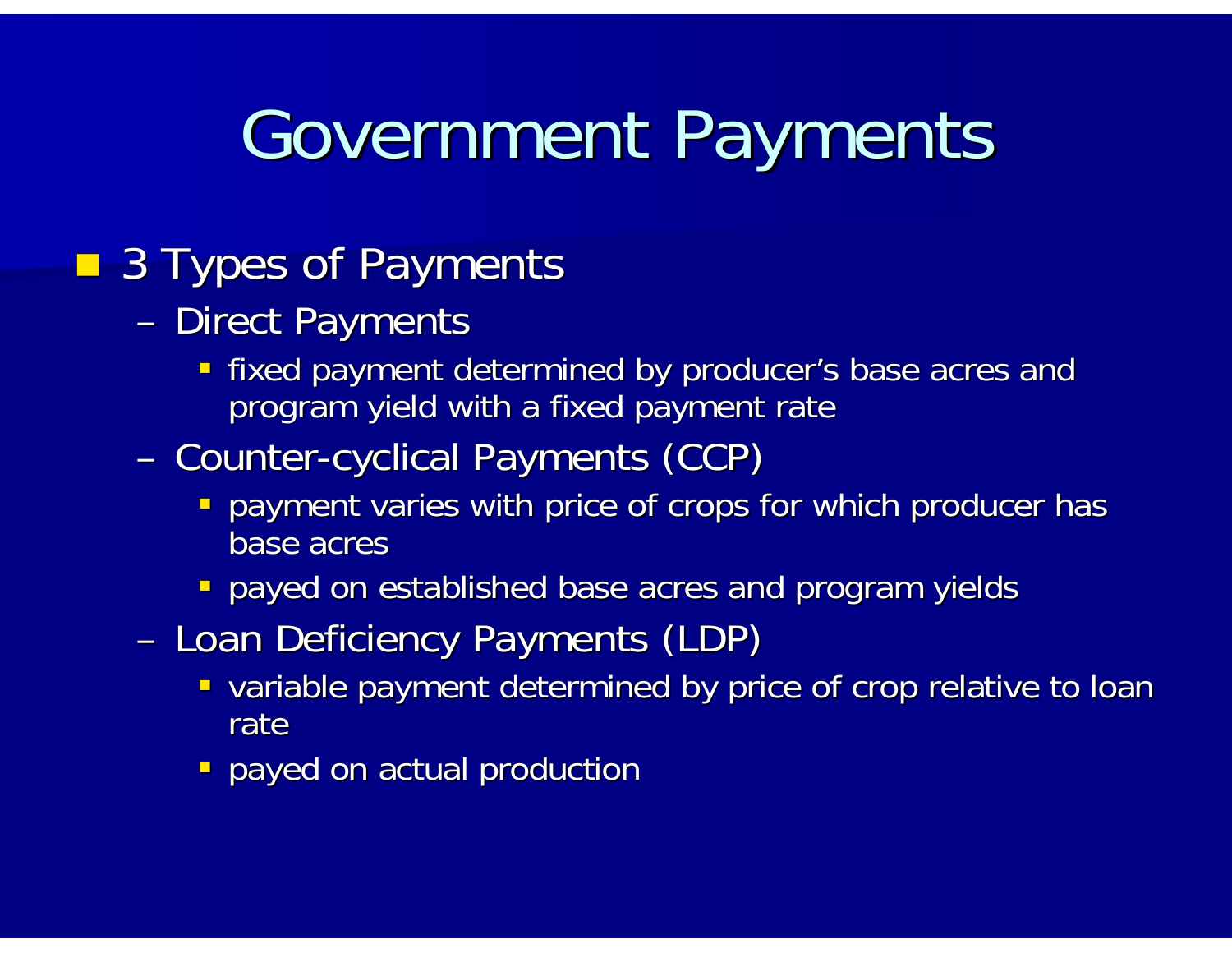# Government Payments

- 3 Types of Payments
  - Direct Payments
    - fixed payment determined by producer's base acres and program yield with a fixed payment rate
  - Counter-cyclical Payments (CCP)
    - payment varies with price of crops for which producer has base acres
    - payed on established base acres and program yields
  - Loan Deficiency Payments (LDP)
    - variable payment determined by price of crop relative to loan rate
    - payed on actual production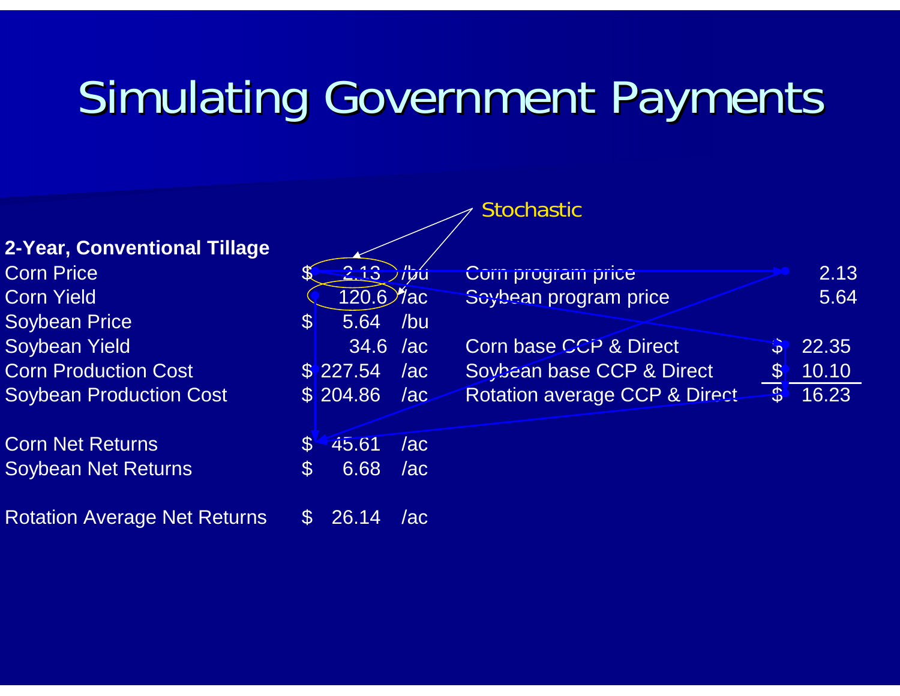# Simulating Government Payments

Stochastic

**2-Year, Conventional Tillage**

| | | | |
|---|---|---|---|
| Corn Price | $ | 2.13 | /bu |
| Corn Yield | | 120.6 | /ac |
| Soybean Price | $ | 5.64 | /bu |
| Soybean Yield | | 34.6 | /ac |
| Corn Production Cost | $ | 227.54 | /ac |
| Soybean Production Cost | $ | 204.86 | /ac |
| Corn Net Returns | $ | 45.61 | /ac |
| Soybean Net Returns | $ | 6.68 | /ac |
| Rotation Average Net Returns | $ | 26.14 | /ac |

| | | |
|---|---|---|
| Corn program price | | 2.13 |
| Soybean program price | | 5.64 |
| Corn base CCP & Direct | $ | 22.35 |
| Soybean base CCP & Direct | $ | 10.10 |
| Rotation average CCP & Direct | $ | 16.23 |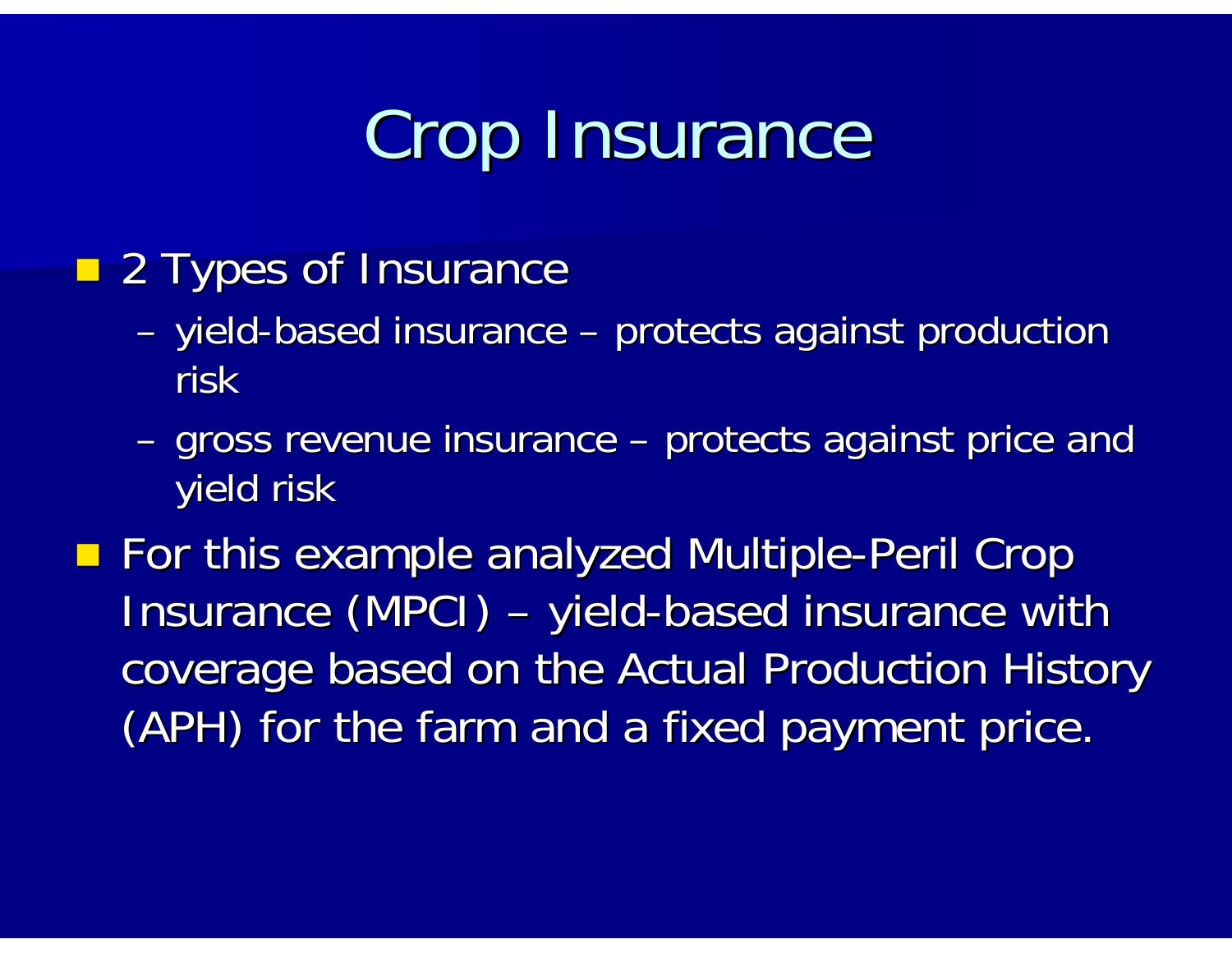# Crop Insurance

- 2 Types of Insurance
  - yield-based insurance – protects against production risk
  - gross revenue insurance – protects against price and yield risk
- For this example analyzed Multiple-Peril Crop Insurance (MPCI) – yield-based insurance with coverage based on the Actual Production History (APH) for the farm and a fixed payment price.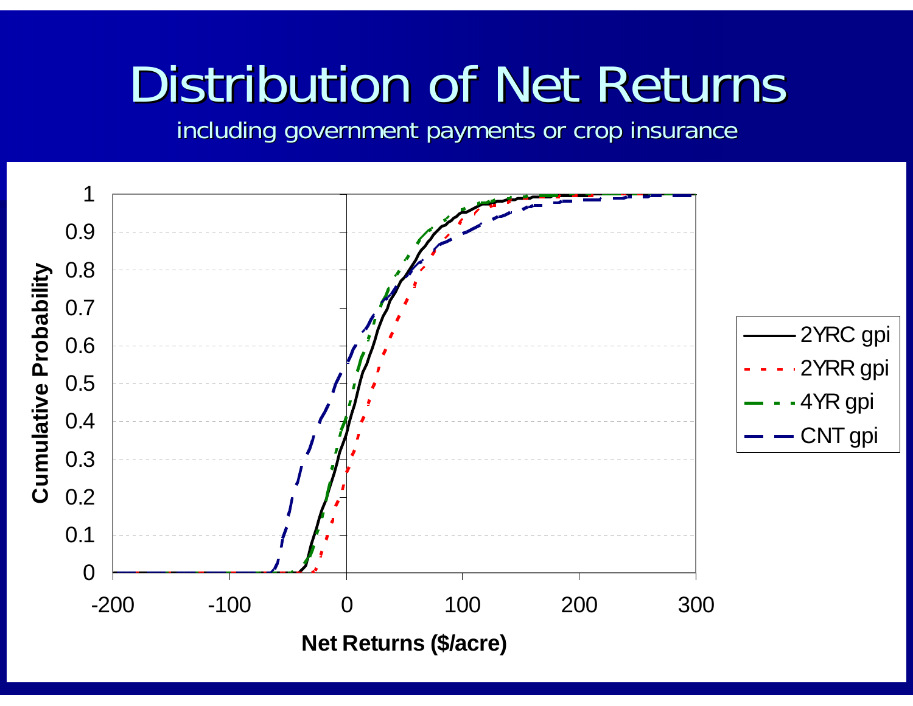# Distribution of Net Returns

including government payments or crop insurance

Cumulative Probability

Net Returns ($/acre)

- 2YRC gpi
- 2YRR gpi
- 4YR gpi
- CNT gpi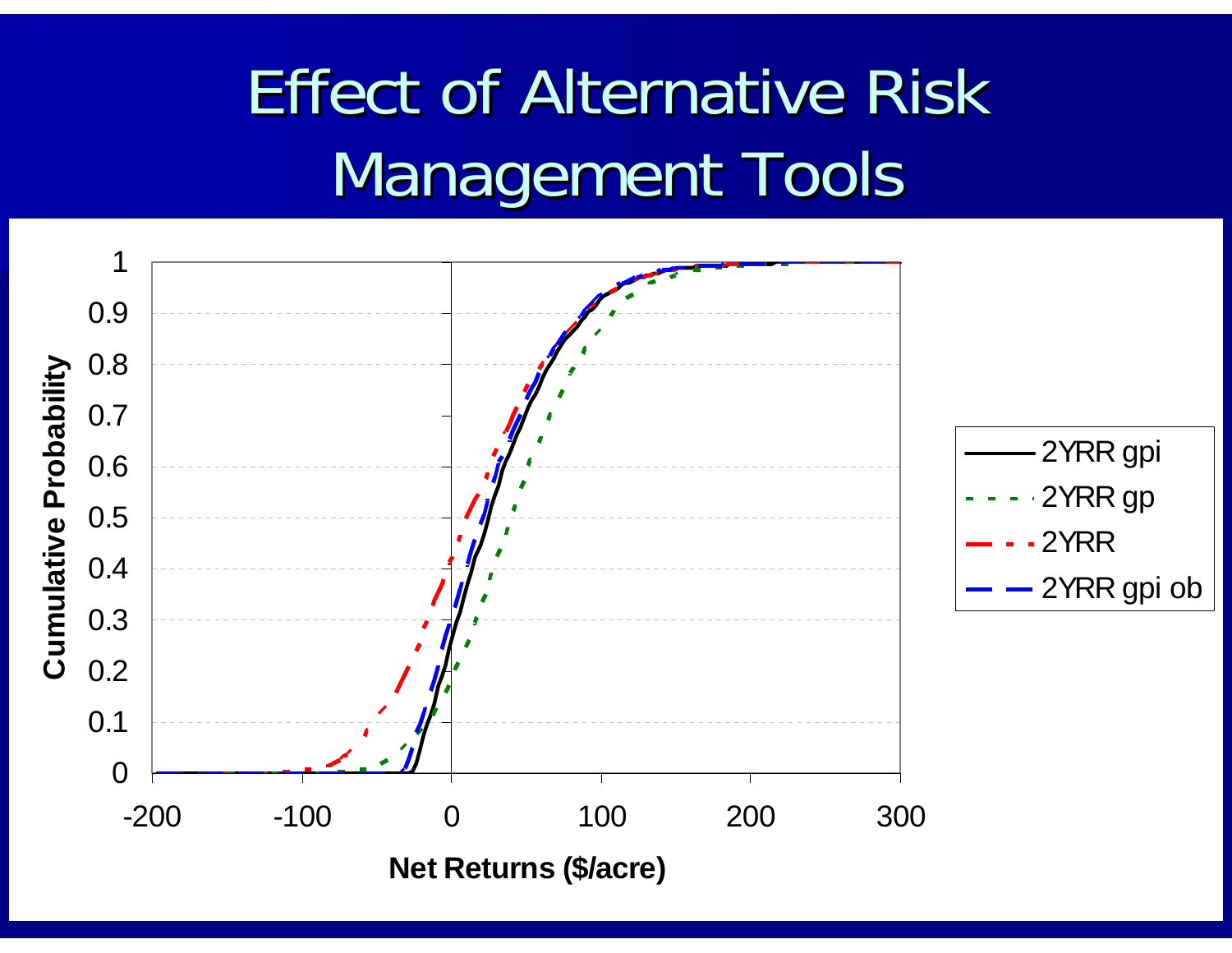# Effect of Alternative Risk Management Tools

Cumulative Probability

Net Returns ($/acre)

- 2YRR gpi
- 2YRR gp
- 2YRR
- 2YRR gpi ob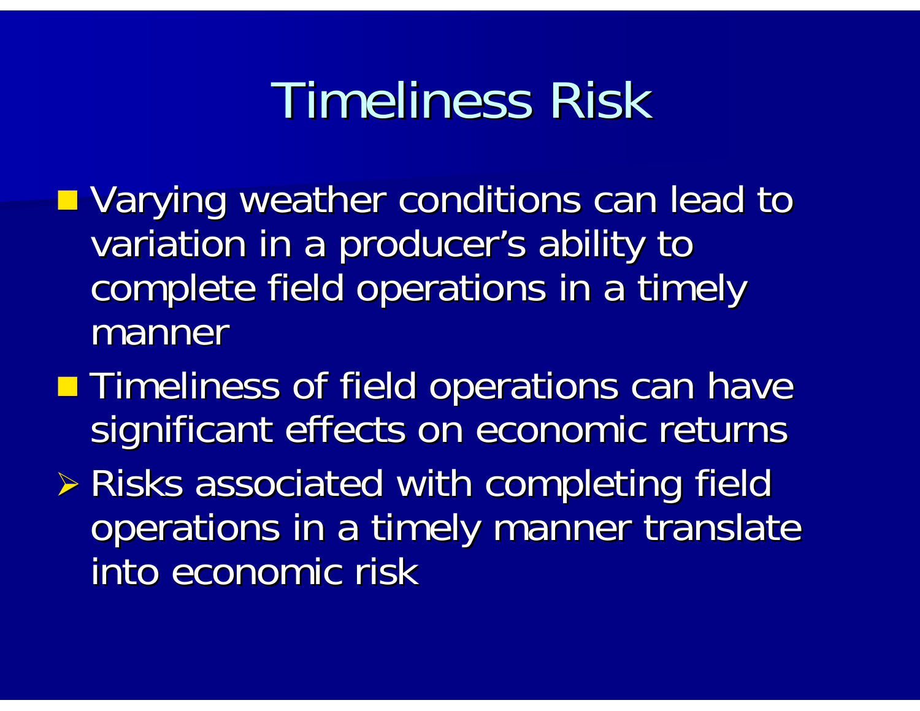# Timeliness Risk

- Varying weather conditions can lead to variation in a producer's ability to complete field operations in a timely manner
- Timeliness of field operations can have significant effects on economic returns
  - Risks associated with completing field operations in a timely manner translate into economic risk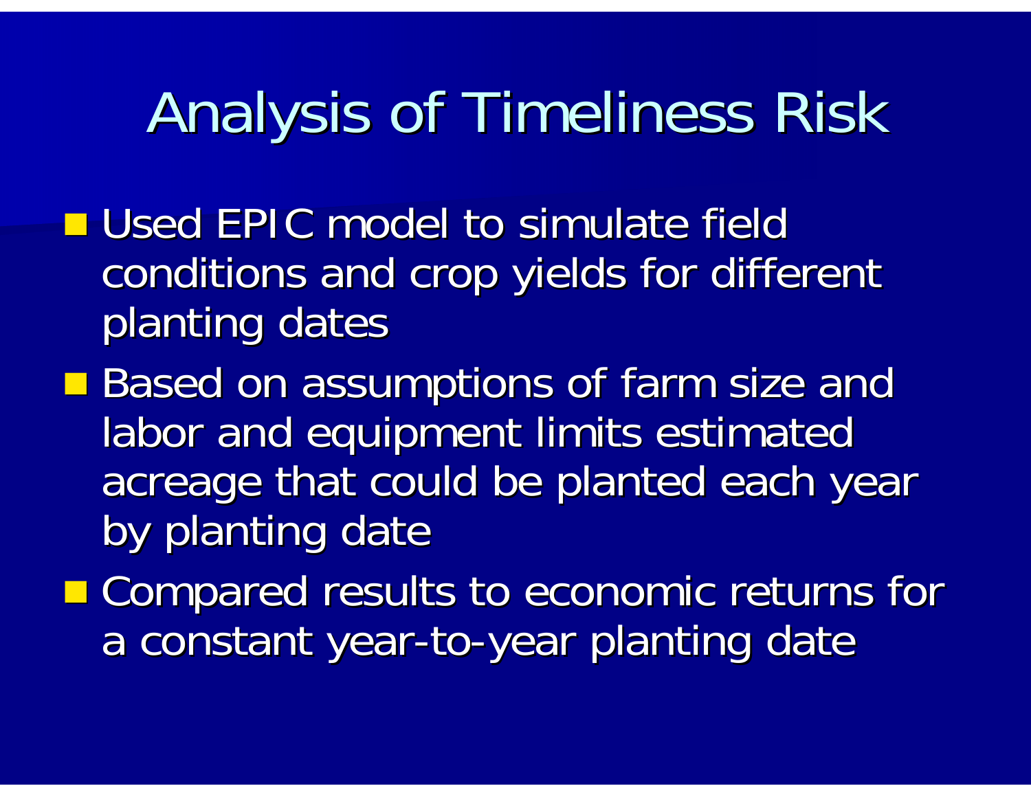# Analysis of Timeliness Risk

- Used EPIC model to simulate field conditions and crop yields for different planting dates
- Based on assumptions of farm size and labor and equipment limits estimated acreage that could be planted each year by planting date
- Compared results to economic returns for a constant year-to-year planting date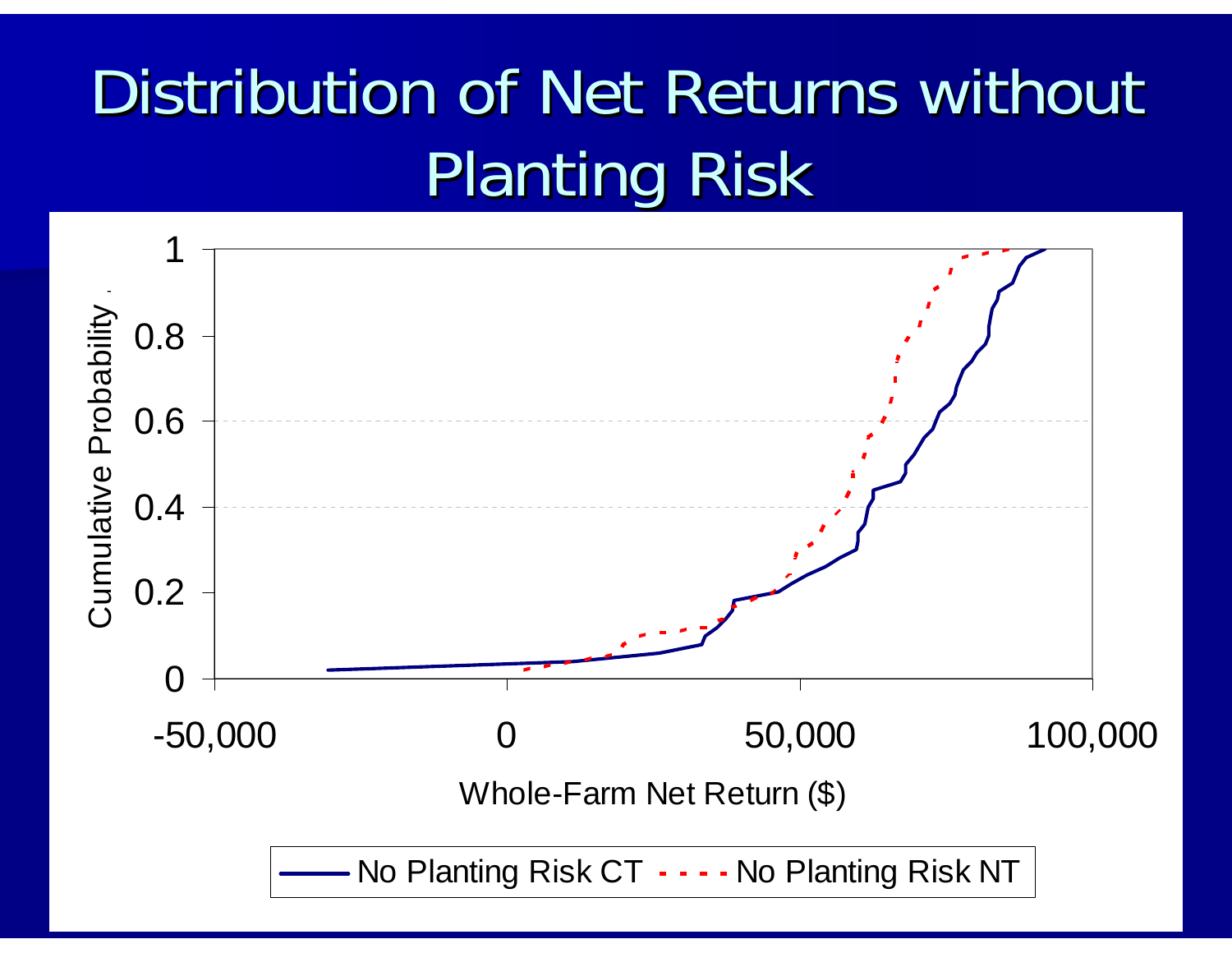# Distribution of Net Returns without Planting Risk

Cumulative Probability

1

0.8

0.6

0.4

0.2

0

-50,000 0 50,000 100,000

Whole-Farm Net Return ($)

No Planting Risk CT - - - - No Planting Risk NT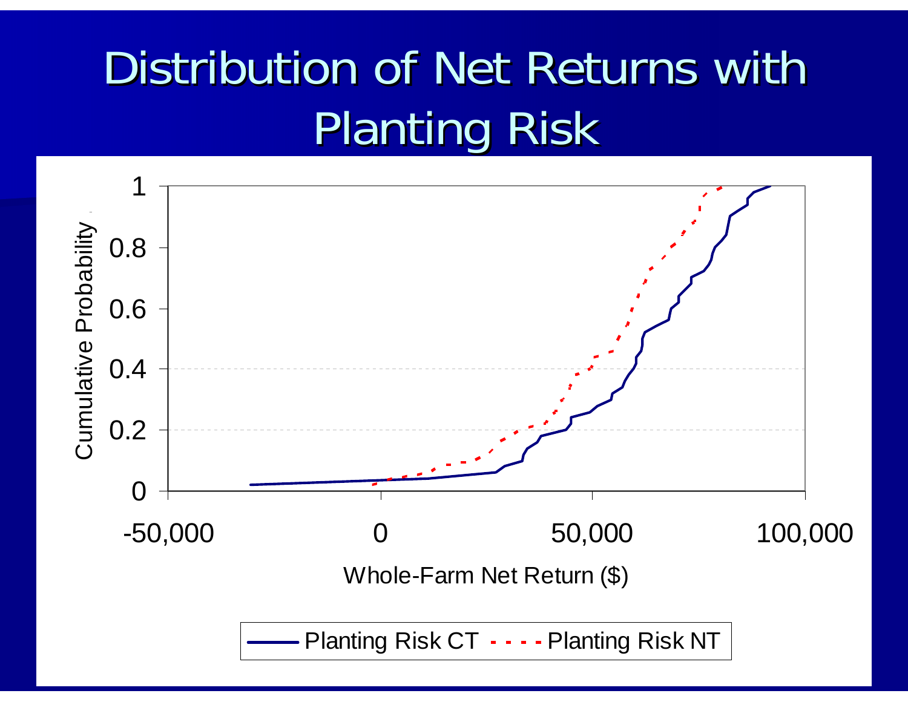# Distribution of Net Returns with Planting Risk

Cumulative Probability

1

0.8

0.6

0.4

0.2

0

-50,000 0 50,000 100,000

Whole-Farm Net Return ($)

Planting Risk CT - - - - Planting Risk NT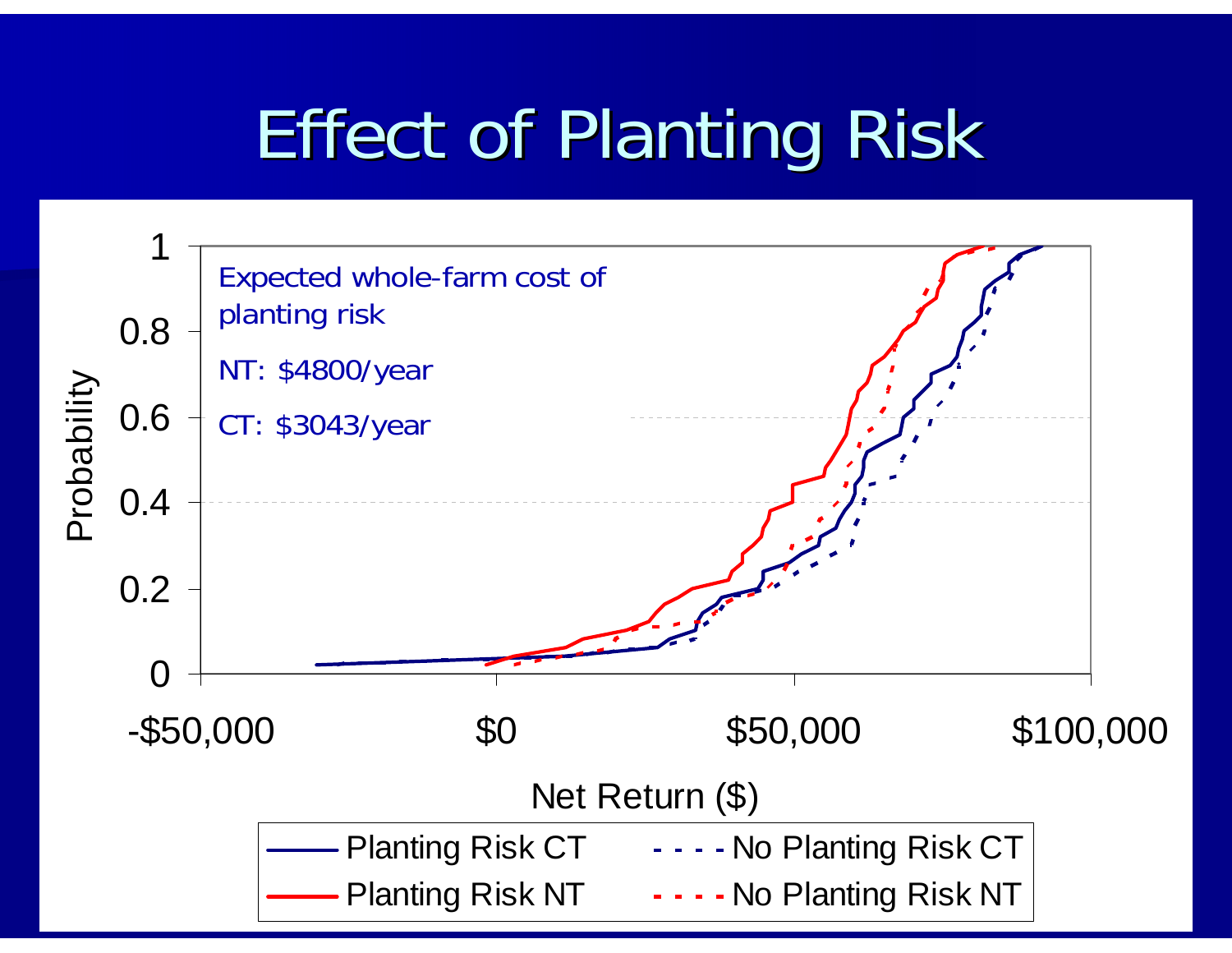# Effect of Planting Risk

Expected whole-farm cost of planting risk

NT: $4800/year

CT: $3043/year

Probability

Net Return ($)

-$50,000 | $0 | $50,000 | $100,000

Planting Risk CT | No Planting Risk CT | Planting Risk NT | No Planting Risk NT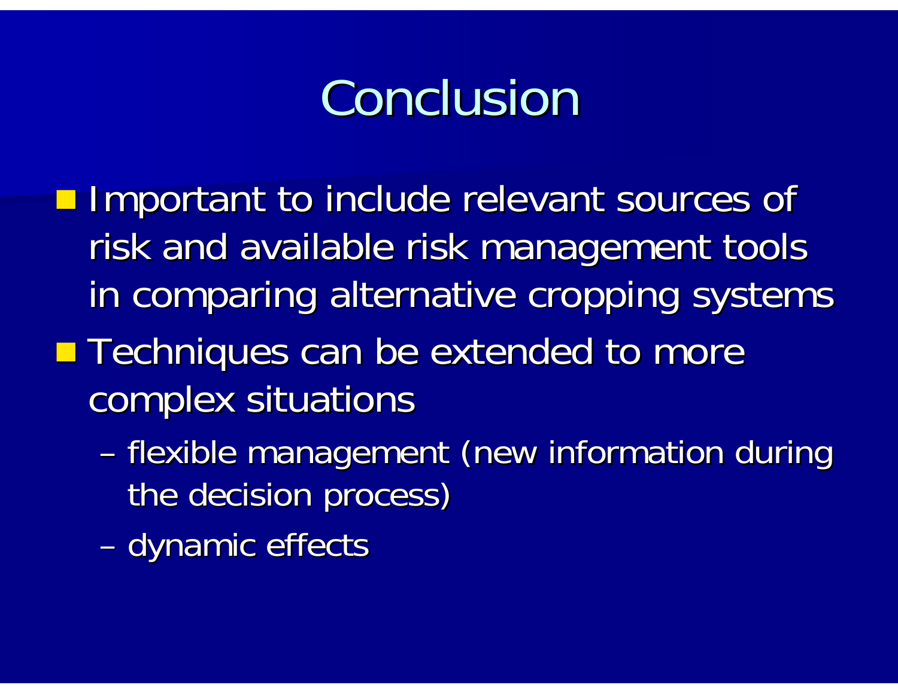# Conclusion

- Important to include relevant sources of risk and available risk management tools in comparing alternative cropping systems
- Techniques can be extended to more complex situations
  - flexible management (new information during the decision process)
  - dynamic effects